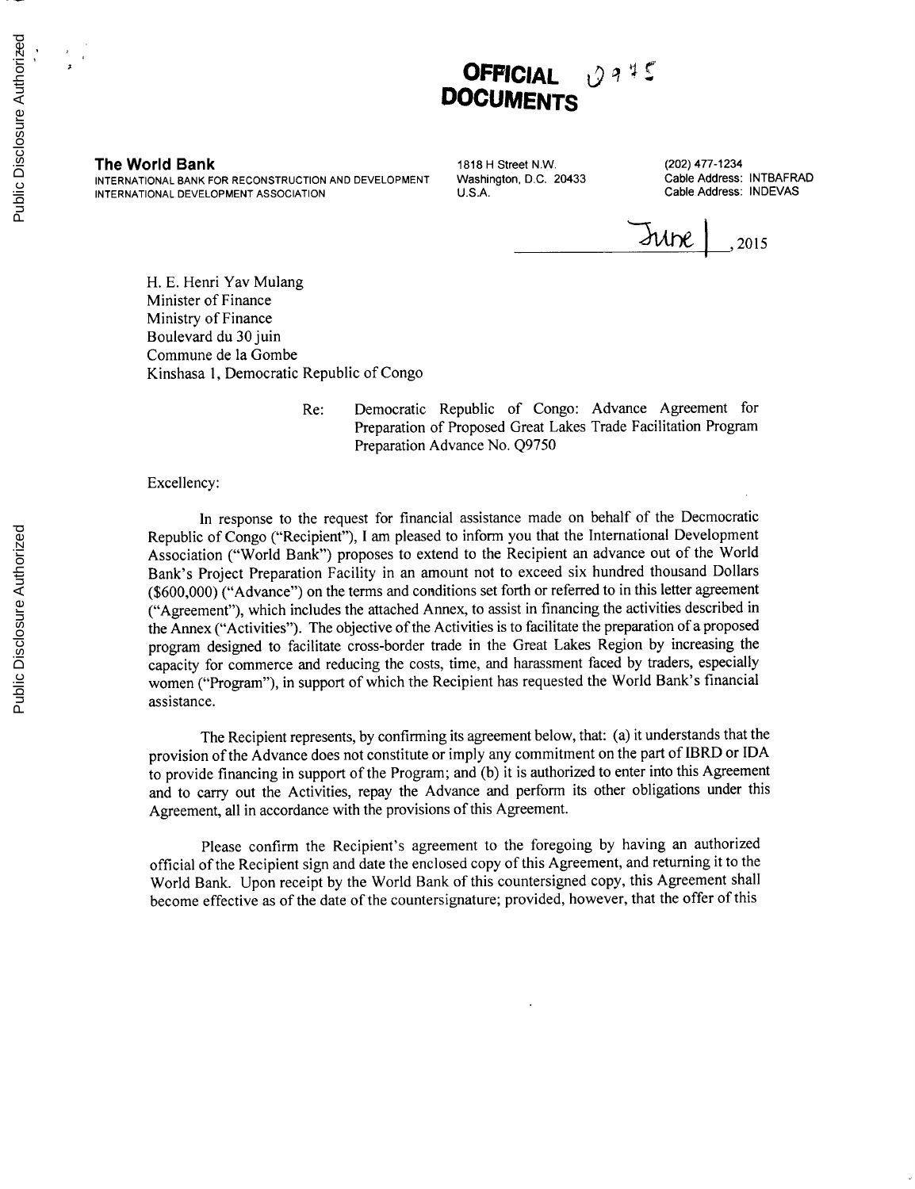**OFFICIAL DOCUMENTS** Q975

**The World Bank**
INTERNATIONAL BANK FOR RECONSTRUCTION AND DEVELOPMENT
INTERNATIONAL DEVELOPMENT ASSOCIATION

1818 H Street N.W.
Washington, D.C. 20433
U.S.A.

(202) 477-1234
Cable Address: INTBAFRAD
Cable Address: INDEVAS

June 1, 2015

H. E. Henri Yav Mulang
Minister of Finance
Ministry of Finance
Boulevard du 30 juin
Commune de la Gombe
Kinshasa 1, Democratic Republic of Congo

Re: Democratic Republic of Congo: Advance Agreement for Preparation of Proposed Great Lakes Trade Facilitation Program Preparation Advance No. Q9750

Excellency:

In response to the request for financial assistance made on behalf of the Decmocratic Republic of Congo ("Recipient"), I am pleased to inform you that the International Development Association ("World Bank") proposes to extend to the Recipient an advance out of the World Bank's Project Preparation Facility in an amount not to exceed six hundred thousand Dollars ($600,000) ("Advance") on the terms and conditions set forth or referred to in this letter agreement ("Agreement"), which includes the attached Annex, to assist in financing the activities described in the Annex ("Activities"). The objective of the Activities is to facilitate the preparation of a proposed program designed to facilitate cross-border trade in the Great Lakes Region by increasing the capacity for commerce and reducing the costs, time, and harassment faced by traders, especially women ("Program"), in support of which the Recipient has requested the World Bank's financial assistance.

The Recipient represents, by confirming its agreement below, that: (a) it understands that the provision of the Advance does not constitute or imply any commitment on the part of IBRD or IDA to provide financing in support of the Program; and (b) it is authorized to enter into this Agreement and to carry out the Activities, repay the Advance and perform its other obligations under this Agreement, all in accordance with the provisions of this Agreement.

Please confirm the Recipient's agreement to the foregoing by having an authorized official of the Recipient sign and date the enclosed copy of this Agreement, and returning it to the World Bank. Upon receipt by the World Bank of this countersigned copy, this Agreement shall become effective as of the date of the countersignature; provided, however, that the offer of this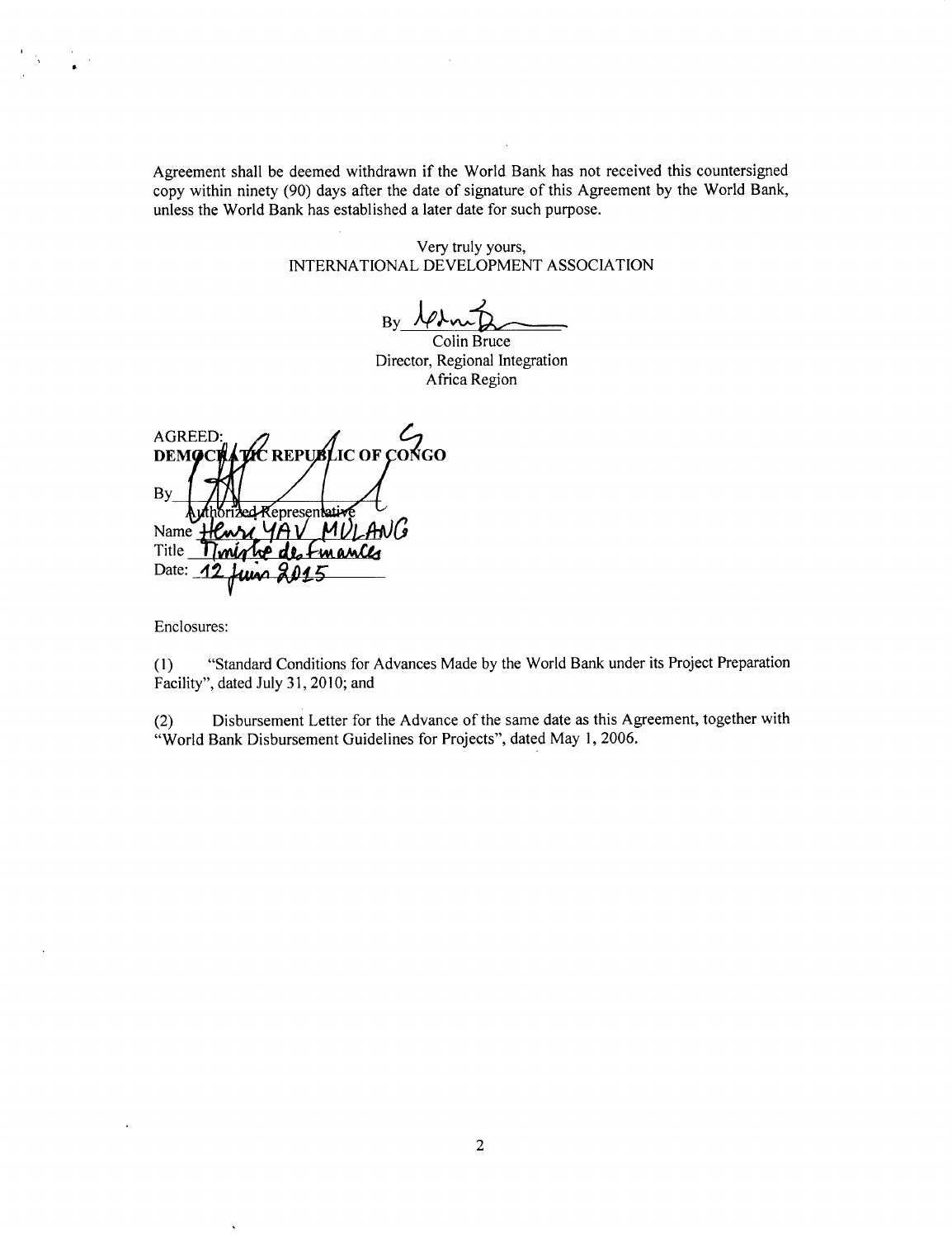Agreement shall be deemed withdrawn if the World Bank has not received this countersigned copy within ninety (90) days after the date of signature of this Agreement by the World Bank, unless the World Bank has established a later date for such purpose.

Very truly yours,
INTERNATIONAL DEVELOPMENT ASSOCIATION

By ____________________
Colin Bruce
Director, Regional Integration
Africa Region

AGREED:
DEMOCRATIC REPUBLIC OF CONGO

By ____________________
Authorized Representative
Name Henri YAV MULANG
Title Ministre des Finances
Date: 12 Juin 2015

Enclosures:

(1) "Standard Conditions for Advances Made by the World Bank under its Project Preparation Facility", dated July 31, 2010; and

(2) Disbursement Letter for the Advance of the same date as this Agreement, together with "World Bank Disbursement Guidelines for Projects", dated May 1, 2006.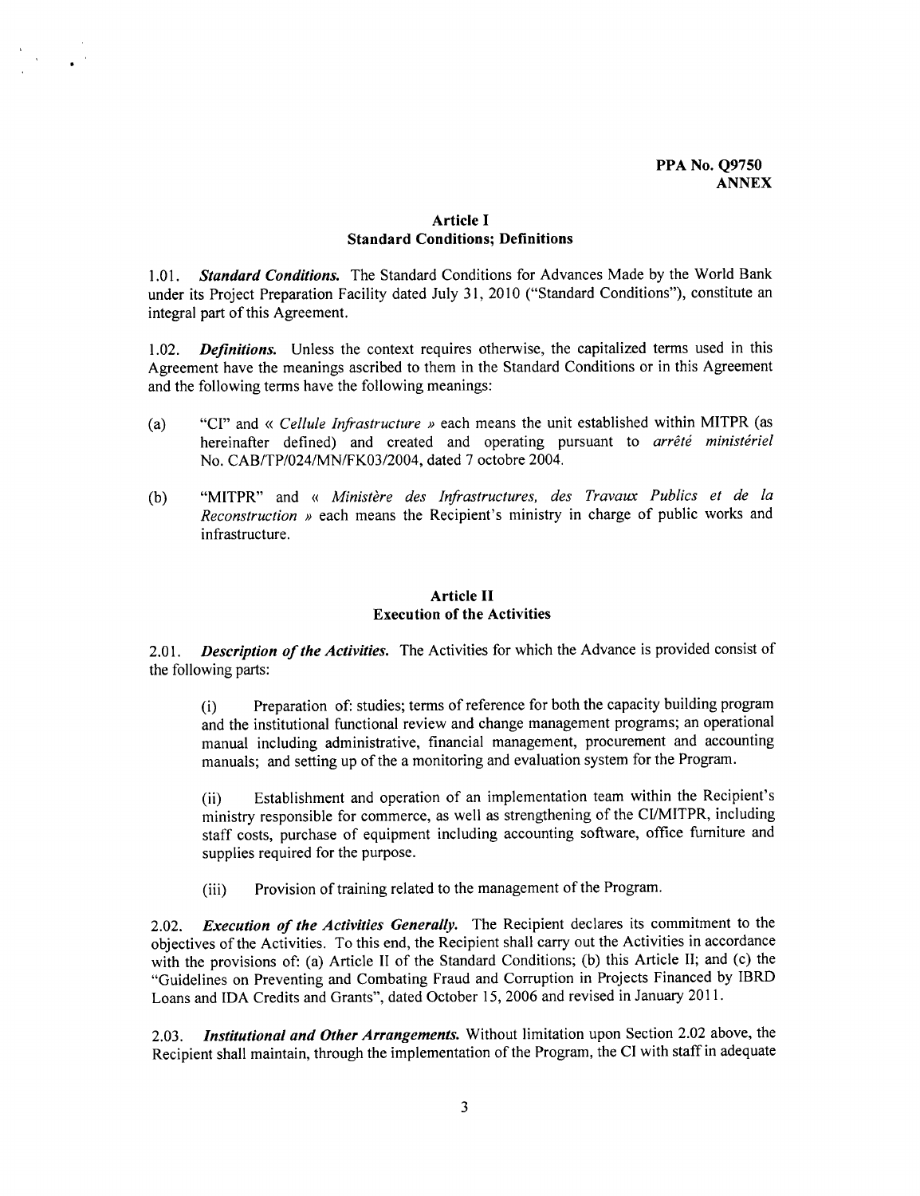**PPA No. Q9750**
**ANNEX**

## Article I
## Standard Conditions; Definitions

1.01. ***Standard Conditions.*** The Standard Conditions for Advances Made by the World Bank under its Project Preparation Facility dated July 31, 2010 ("Standard Conditions"), constitute an integral part of this Agreement.

1.02. ***Definitions.*** Unless the context requires otherwise, the capitalized terms used in this Agreement have the meanings ascribed to them in the Standard Conditions or in this Agreement and the following terms have the following meanings:

(a) "CI" and « *Cellule Infrastructure* » each means the unit established within MITPR (as hereinafter defined) and created and operating pursuant to *arrêté ministériel* No. CAB/TP/024/MN/FK03/2004, dated 7 octobre 2004.

(b) "MITPR" and « *Ministère des Infrastructures, des Travaux Publics et de la Reconstruction* » each means the Recipient's ministry in charge of public works and infrastructure.

## Article II
## Execution of the Activities

2.01. ***Description of the Activities.*** The Activities for which the Advance is provided consist of the following parts:

(i) Preparation of: studies; terms of reference for both the capacity building program and the institutional functional review and change management programs; an operational manual including administrative, financial management, procurement and accounting manuals; and setting up of the a monitoring and evaluation system for the Program.

(ii) Establishment and operation of an implementation team within the Recipient's ministry responsible for commerce, as well as strengthening of the CI/MITPR, including staff costs, purchase of equipment including accounting software, office furniture and supplies required for the purpose.

(iii) Provision of training related to the management of the Program.

2.02. ***Execution of the Activities Generally.*** The Recipient declares its commitment to the objectives of the Activities. To this end, the Recipient shall carry out the Activities in accordance with the provisions of: (a) Article II of the Standard Conditions; (b) this Article II; and (c) the "Guidelines on Preventing and Combating Fraud and Corruption in Projects Financed by IBRD Loans and IDA Credits and Grants", dated October 15, 2006 and revised in January 2011.

2.03. ***Institutional and Other Arrangements.*** Without limitation upon Section 2.02 above, the Recipient shall maintain, through the implementation of the Program, the CI with staff in adequate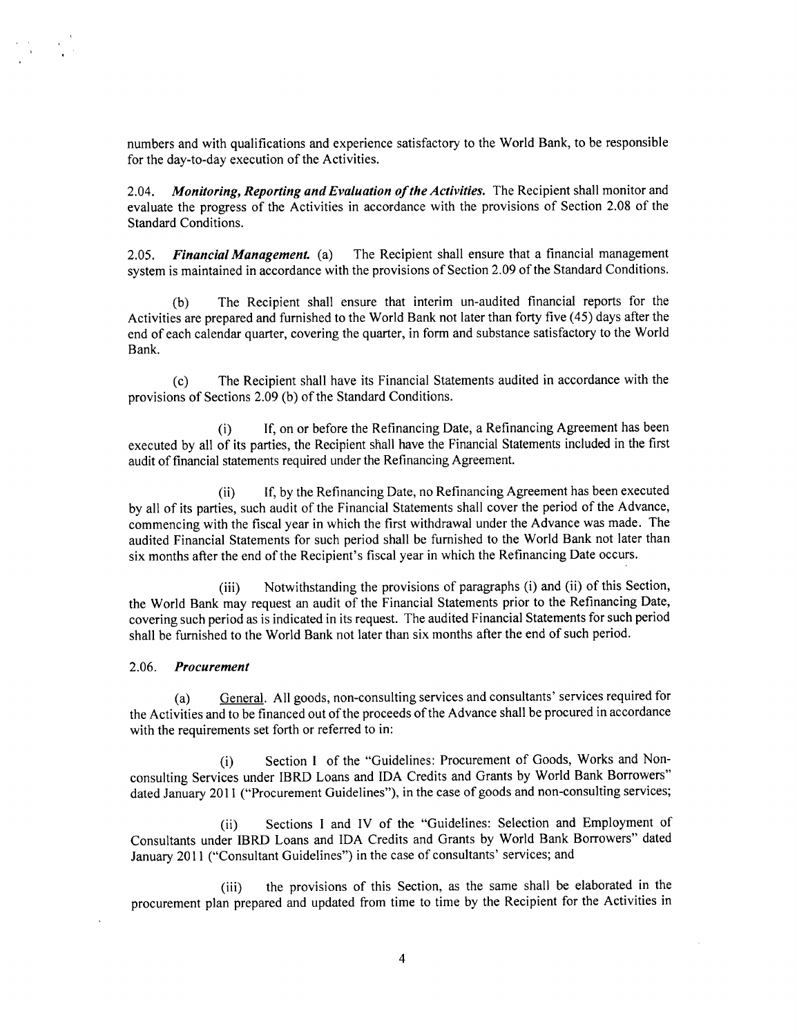numbers and with qualifications and experience satisfactory to the World Bank, to be responsible for the day-to-day execution of the Activities.

2.04. ***Monitoring, Reporting and Evaluation of the Activities.*** The Recipient shall monitor and evaluate the progress of the Activities in accordance with the provisions of Section 2.08 of the Standard Conditions.

2.05. ***Financial Management.*** (a) The Recipient shall ensure that a financial management system is maintained in accordance with the provisions of Section 2.09 of the Standard Conditions.

(b) The Recipient shall ensure that interim un-audited financial reports for the Activities are prepared and furnished to the World Bank not later than forty five (45) days after the end of each calendar quarter, covering the quarter, in form and substance satisfactory to the World Bank.

(c) The Recipient shall have its Financial Statements audited in accordance with the provisions of Sections 2.09 (b) of the Standard Conditions.

(i) If, on or before the Refinancing Date, a Refinancing Agreement has been executed by all of its parties, the Recipient shall have the Financial Statements included in the first audit of financial statements required under the Refinancing Agreement.

(ii) If, by the Refinancing Date, no Refinancing Agreement has been executed by all of its parties, such audit of the Financial Statements shall cover the period of the Advance, commencing with the fiscal year in which the first withdrawal under the Advance was made. The audited Financial Statements for such period shall be furnished to the World Bank not later than six months after the end of the Recipient's fiscal year in which the Refinancing Date occurs.

(iii) Notwithstanding the provisions of paragraphs (i) and (ii) of this Section, the World Bank may request an audit of the Financial Statements prior to the Refinancing Date, covering such period as is indicated in its request. The audited Financial Statements for such period shall be furnished to the World Bank not later than six months after the end of such period.

2.06. ***Procurement***

(a) General. All goods, non-consulting services and consultants' services required for the Activities and to be financed out of the proceeds of the Advance shall be procured in accordance with the requirements set forth or referred to in:

(i) Section I of the "Guidelines: Procurement of Goods, Works and Non-consulting Services under IBRD Loans and IDA Credits and Grants by World Bank Borrowers" dated January 2011 ("Procurement Guidelines"), in the case of goods and non-consulting services;

(ii) Sections I and IV of the "Guidelines: Selection and Employment of Consultants under IBRD Loans and IDA Credits and Grants by World Bank Borrowers" dated January 2011 ("Consultant Guidelines") in the case of consultants' services; and

(iii) the provisions of this Section, as the same shall be elaborated in the procurement plan prepared and updated from time to time by the Recipient for the Activities in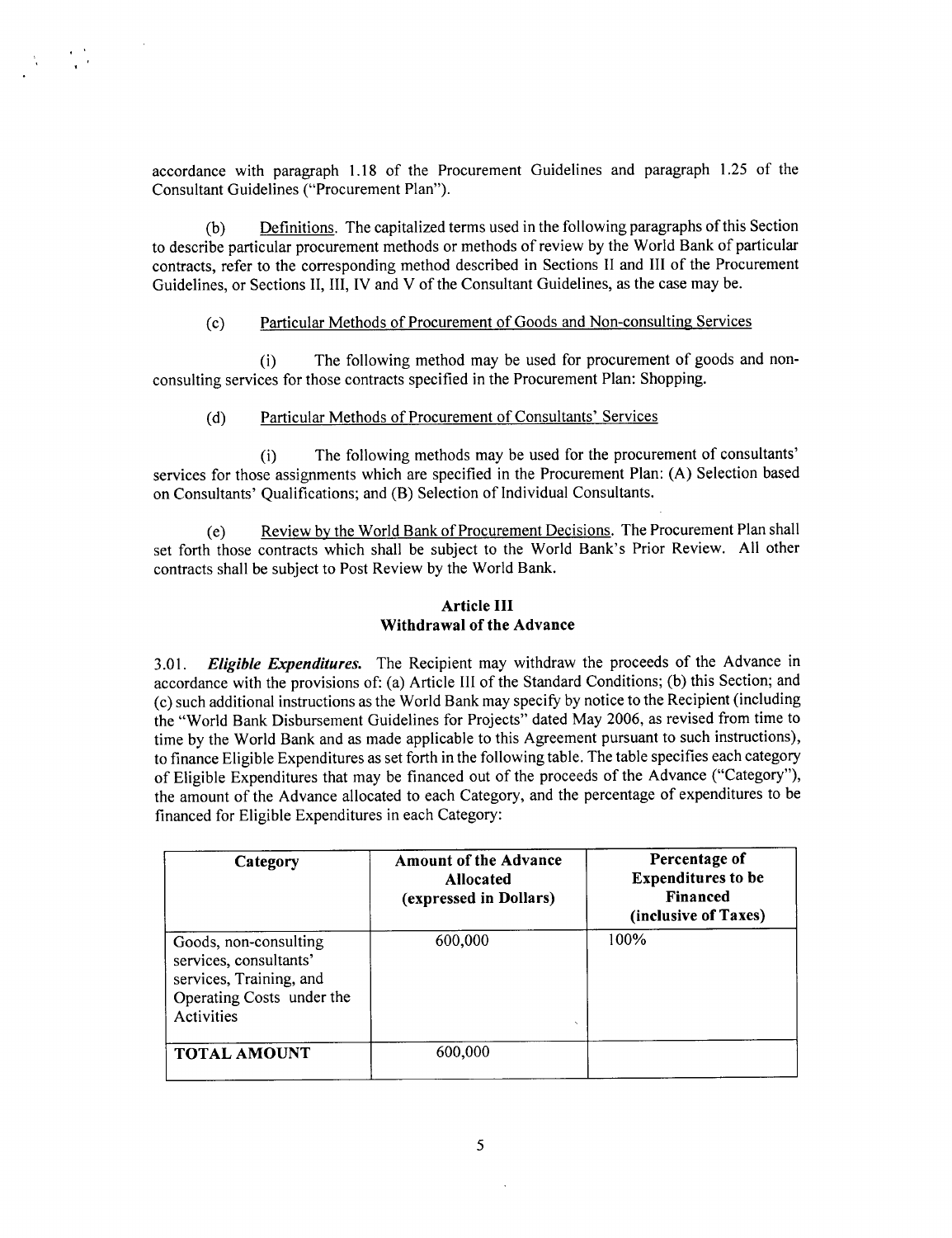accordance with paragraph 1.18 of the Procurement Guidelines and paragraph 1.25 of the Consultant Guidelines ("Procurement Plan").

(b) Definitions. The capitalized terms used in the following paragraphs of this Section to describe particular procurement methods or methods of review by the World Bank of particular contracts, refer to the corresponding method described in Sections II and III of the Procurement Guidelines, or Sections II, III, IV and V of the Consultant Guidelines, as the case may be.

(c) Particular Methods of Procurement of Goods and Non-consulting Services

(i) The following method may be used for procurement of goods and non-consulting services for those contracts specified in the Procurement Plan: Shopping.

(d) Particular Methods of Procurement of Consultants' Services

(i) The following methods may be used for the procurement of consultants' services for those assignments which are specified in the Procurement Plan: (A) Selection based on Consultants' Qualifications; and (B) Selection of Individual Consultants.

(e) Review by the World Bank of Procurement Decisions. The Procurement Plan shall set forth those contracts which shall be subject to the World Bank's Prior Review. All other contracts shall be subject to Post Review by the World Bank.

## Article III
## Withdrawal of the Advance

3.01. ***Eligible Expenditures.*** The Recipient may withdraw the proceeds of the Advance in accordance with the provisions of: (a) Article III of the Standard Conditions; (b) this Section; and (c) such additional instructions as the World Bank may specify by notice to the Recipient (including the "World Bank Disbursement Guidelines for Projects" dated May 2006, as revised from time to time by the World Bank and as made applicable to this Agreement pursuant to such instructions), to finance Eligible Expenditures as set forth in the following table. The table specifies each category of Eligible Expenditures that may be financed out of the proceeds of the Advance ("Category"), the amount of the Advance allocated to each Category, and the percentage of expenditures to be financed for Eligible Expenditures in each Category:

| Category | Amount of the Advance Allocated (expressed in Dollars) | Percentage of Expenditures to be Financed (inclusive of Taxes) |
|---|---|---|
| Goods, non-consulting services, consultants' services, Training, and Operating Costs under the Activities | 600,000 | 100% |
| **TOTAL AMOUNT** | 600,000 | |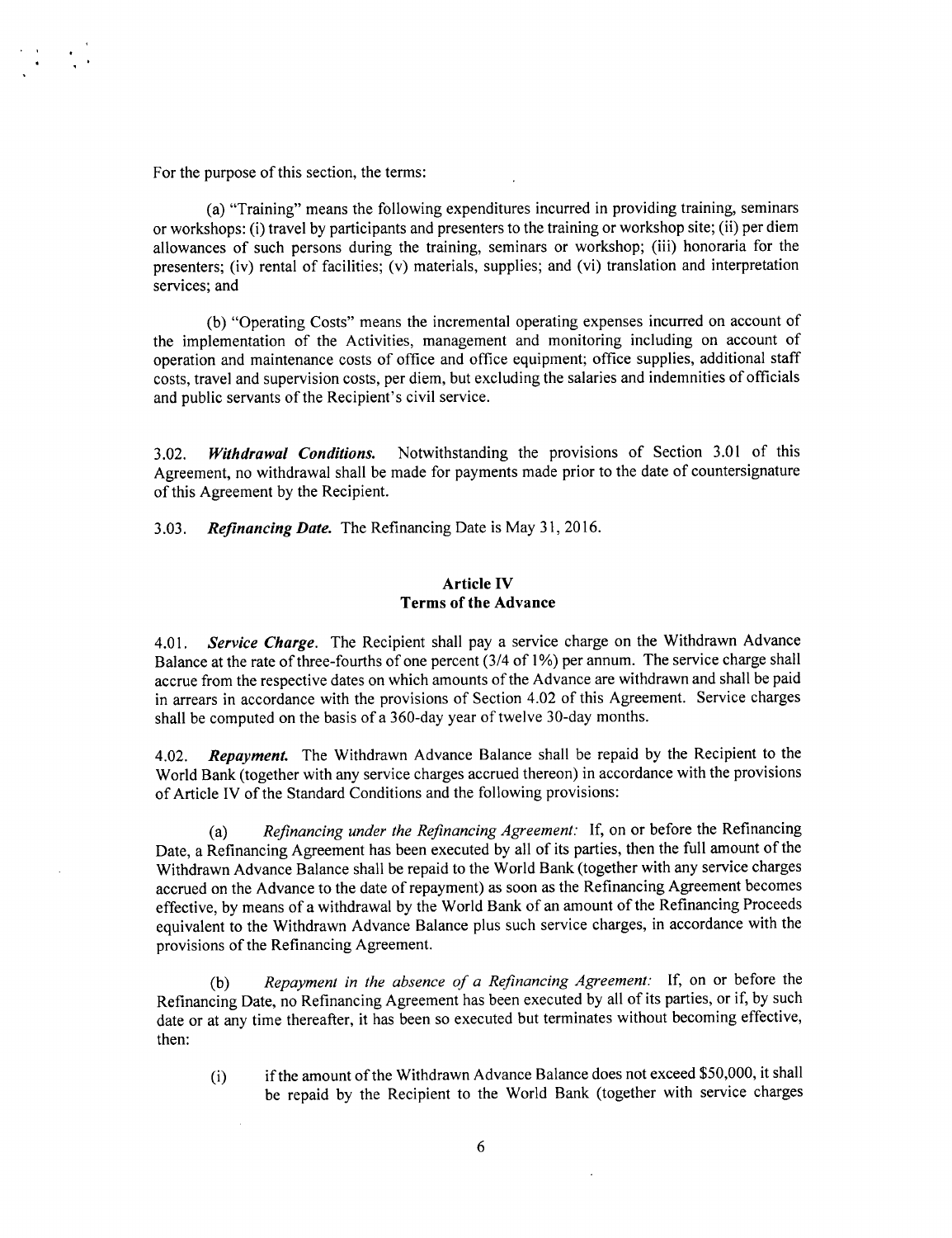For the purpose of this section, the terms:

(a) "Training" means the following expenditures incurred in providing training, seminars or workshops: (i) travel by participants and presenters to the training or workshop site; (ii) per diem allowances of such persons during the training, seminars or workshop; (iii) honoraria for the presenters; (iv) rental of facilities; (v) materials, supplies; and (vi) translation and interpretation services; and

(b) "Operating Costs" means the incremental operating expenses incurred on account of the implementation of the Activities, management and monitoring including on account of operation and maintenance costs of office and office equipment; office supplies, additional staff costs, travel and supervision costs, per diem, but excluding the salaries and indemnities of officials and public servants of the Recipient's civil service.

3.02. ***Withdrawal Conditions.*** Notwithstanding the provisions of Section 3.01 of this Agreement, no withdrawal shall be made for payments made prior to the date of countersignature of this Agreement by the Recipient.

3.03. ***Refinancing Date.*** The Refinancing Date is May 31, 2016.

## Article IV
## Terms of the Advance

4.01. ***Service Charge.*** The Recipient shall pay a service charge on the Withdrawn Advance Balance at the rate of three-fourths of one percent (3/4 of 1%) per annum. The service charge shall accrue from the respective dates on which amounts of the Advance are withdrawn and shall be paid in arrears in accordance with the provisions of Section 4.02 of this Agreement. Service charges shall be computed on the basis of a 360-day year of twelve 30-day months.

4.02. ***Repayment.*** The Withdrawn Advance Balance shall be repaid by the Recipient to the World Bank (together with any service charges accrued thereon) in accordance with the provisions of Article IV of the Standard Conditions and the following provisions:

(a) *Refinancing under the Refinancing Agreement:* If, on or before the Refinancing Date, a Refinancing Agreement has been executed by all of its parties, then the full amount of the Withdrawn Advance Balance shall be repaid to the World Bank (together with any service charges accrued on the Advance to the date of repayment) as soon as the Refinancing Agreement becomes effective, by means of a withdrawal by the World Bank of an amount of the Refinancing Proceeds equivalent to the Withdrawn Advance Balance plus such service charges, in accordance with the provisions of the Refinancing Agreement.

(b) *Repayment in the absence of a Refinancing Agreement:* If, on or before the Refinancing Date, no Refinancing Agreement has been executed by all of its parties, or if, by such date or at any time thereafter, it has been so executed but terminates without becoming effective, then:

(i) if the amount of the Withdrawn Advance Balance does not exceed $50,000, it shall be repaid by the Recipient to the World Bank (together with service charges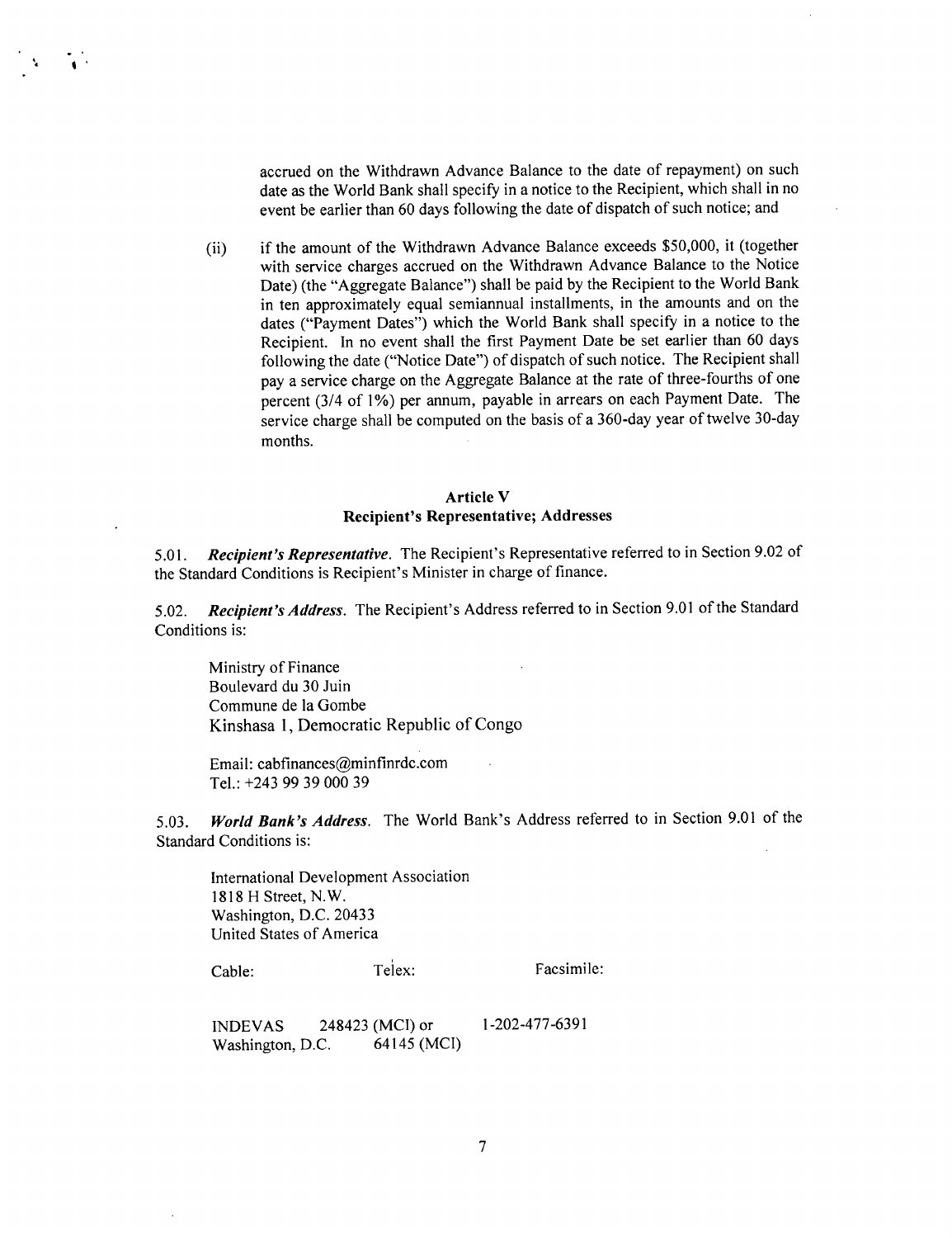accrued on the Withdrawn Advance Balance to the date of repayment) on such date as the World Bank shall specify in a notice to the Recipient, which shall in no event be earlier than 60 days following the date of dispatch of such notice; and

(ii) if the amount of the Withdrawn Advance Balance exceeds $50,000, it (together with service charges accrued on the Withdrawn Advance Balance to the Notice Date) (the "Aggregate Balance") shall be paid by the Recipient to the World Bank in ten approximately equal semiannual installments, in the amounts and on the dates ("Payment Dates") which the World Bank shall specify in a notice to the Recipient. In no event shall the first Payment Date be set earlier than 60 days following the date ("Notice Date") of dispatch of such notice. The Recipient shall pay a service charge on the Aggregate Balance at the rate of three-fourths of one percent (3/4 of 1%) per annum, payable in arrears on each Payment Date. The service charge shall be computed on the basis of a 360-day year of twelve 30-day months.

## Article V
## Recipient's Representative; Addresses

5.01. ***Recipient's Representative.*** The Recipient's Representative referred to in Section 9.02 of the Standard Conditions is Recipient's Minister in charge of finance.

5.02. ***Recipient's Address.*** The Recipient's Address referred to in Section 9.01 of the Standard Conditions is:

Ministry of Finance
Boulevard du 30 Juin
Commune de la Gombe
Kinshasa 1, Democratic Republic of Congo

Email: cabfinances@minfinrdc.com
Tel.: +243 99 39 000 39

5.03. ***World Bank's Address.*** The World Bank's Address referred to in Section 9.01 of the Standard Conditions is:

International Development Association
1818 H Street, N.W.
Washington, D.C. 20433
United States of America

| Cable: | Telex: | Facsimile: |
|---|---|---|
| INDEVAS Washington, D.C. | 248423 (MCI) or 64145 (MCI) | 1-202-477-6391 |